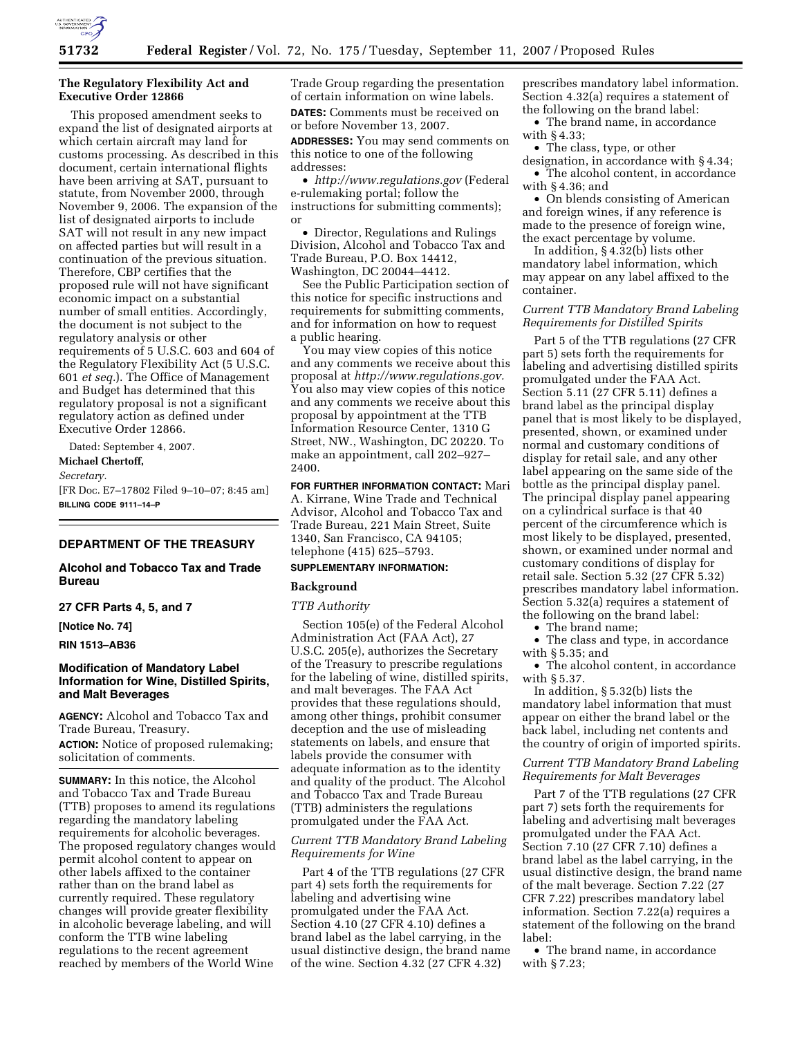### The Regulatory Flexibility Act and Executive Order 12866

This proposed amendment seeks to expand the list of designated airports at which certain aircraft may land for customs processing. As described in this document, certain international flights have been arriving at SAT, pursuant to statute, from November 2000, through November 9, 2006. The expansion of the list of designated airports to include SAT will not result in any new impact on affected parties but will result in a continuation of the previous situation. Therefore, CBP certifies that the proposed rule will not have significant economic impact on a substantial number of small entities. Accordingly, the document is not subject to the regulatory analysis or other requirements of 5 U.S.C. 603 and 604 of the Regulatory Flexibility Act (5 U.S.C. 601 *et seq.*). The Office of Management and Budget has determined that this regulatory proposal is not a significant regulatory action as defined under Executive Order 12866.

Dated: September 4, 2007.

**Michael Chertoff,**

*Secretary.*

[FR Doc. E7–17802 Filed 9–10–07; 8:45 am]

**BILLING CODE 9111–14–P**

---

## DEPARTMENT OF THE TREASURY

## Alcohol and Tobacco Tax and Trade Bureau

### 27 CFR Parts 4, 5, and 7

**[Notice No. 74]**

**RIN 1513–AB36**

## Modification of Mandatory Label Information for Wine, Distilled Spirits, and Malt Beverages

**AGENCY:** Alcohol and Tobacco Tax and Trade Bureau, Treasury.

**ACTION:** Notice of proposed rulemaking; solicitation of comments.

**SUMMARY:** In this notice, the Alcohol and Tobacco Tax and Trade Bureau (TTB) proposes to amend its regulations regarding the mandatory labeling requirements for alcoholic beverages. The proposed regulatory changes would permit alcohol content to appear on other labels affixed to the container rather than on the brand label as currently required. These regulatory changes will provide greater flexibility in alcoholic beverage labeling, and will conform the TTB wine labeling regulations to the recent agreement reached by members of the World Wine Trade Group regarding the presentation of certain information on wine labels.

**DATES:** Comments must be received on or before November 13, 2007.

**ADDRESSES:** You may send comments on this notice to one of the following addresses:

- *http://www.regulations.gov* (Federal e-rulemaking portal; follow the instructions for submitting comments); or
- Director, Regulations and Rulings Division, Alcohol and Tobacco Tax and Trade Bureau, P.O. Box 14412, Washington, DC 20044–4412.

See the Public Participation section of this notice for specific instructions and requirements for submitting comments, and for information on how to request a public hearing.

You may view copies of this notice and any comments we receive about this proposal at *http://www.regulations.gov*. You also may view copies of this notice and any comments we receive about this proposal by appointment at the TTB Information Resource Center, 1310 G Street, NW., Washington, DC 20220. To make an appointment, call 202–927–2400.

**FOR FURTHER INFORMATION CONTACT:** Mari A. Kirrane, Wine Trade and Technical Advisor, Alcohol and Tobacco Tax and Trade Bureau, 221 Main Street, Suite 1340, San Francisco, CA 94105; telephone (415) 625–5793.

**SUPPLEMENTARY INFORMATION:**

### Background

*TTB Authority*

Section 105(e) of the Federal Alcohol Administration Act (FAA Act), 27 U.S.C. 205(e), authorizes the Secretary of the Treasury to prescribe regulations for the labeling of wine, distilled spirits, and malt beverages. The FAA Act provides that these regulations should, among other things, prohibit consumer deception and the use of misleading statements on labels, and ensure that labels provide the consumer with adequate information as to the identity and quality of the product. The Alcohol and Tobacco Tax and Trade Bureau (TTB) administers the regulations promulgated under the FAA Act.

*Current TTB Mandatory Brand Labeling Requirements for Wine*

Part 4 of the TTB regulations (27 CFR part 4) sets forth the requirements for labeling and advertising wine promulgated under the FAA Act. Section 4.10 (27 CFR 4.10) defines a brand label as the label carrying, in the usual distinctive design, the brand name of the wine. Section 4.32 (27 CFR 4.32) prescribes mandatory label information. Section 4.32(a) requires a statement of the following on the brand label:

- The brand name, in accordance with § 4.33;
- The class, type, or other designation, in accordance with § 4.34;
- The alcohol content, in accordance with § 4.36; and
- On blends consisting of American and foreign wines, if any reference is made to the presence of foreign wine, the exact percentage by volume.

In addition, § 4.32(b) lists other mandatory label information, which may appear on any label affixed to the container.

*Current TTB Mandatory Brand Labeling Requirements for Distilled Spirits*

Part 5 of the TTB regulations (27 CFR part 5) sets forth the requirements for labeling and advertising distilled spirits promulgated under the FAA Act. Section 5.11 (27 CFR 5.11) defines a brand label as the principal display panel that is most likely to be displayed, presented, shown, or examined under normal and customary conditions of display for retail sale, and any other label appearing on the same side of the bottle as the principal display panel. The principal display panel appearing on a cylindrical surface is that 40 percent of the circumference which is most likely to be displayed, presented, shown, or examined under normal and customary conditions of display for retail sale. Section 5.32 (27 CFR 5.32) prescribes mandatory label information. Section 5.32(a) requires a statement of the following on the brand label:

- The brand name;
- The class and type, in accordance with § 5.35; and
- The alcohol content, in accordance with § 5.37.

In addition, § 5.32(b) lists the mandatory label information that must appear on either the brand label or the back label, including net contents and the country of origin of imported spirits.

*Current TTB Mandatory Brand Labeling Requirements for Malt Beverages*

Part 7 of the TTB regulations (27 CFR part 7) sets forth the requirements for labeling and advertising malt beverages promulgated under the FAA Act. Section 7.10 (27 CFR 7.10) defines a brand label as the label carrying, in the usual distinctive design, the brand name of the malt beverage. Section 7.22 (27 CFR 7.22) prescribes mandatory label information. Section 7.22(a) requires a statement of the following on the brand label:

- The brand name, in accordance with § 7.23;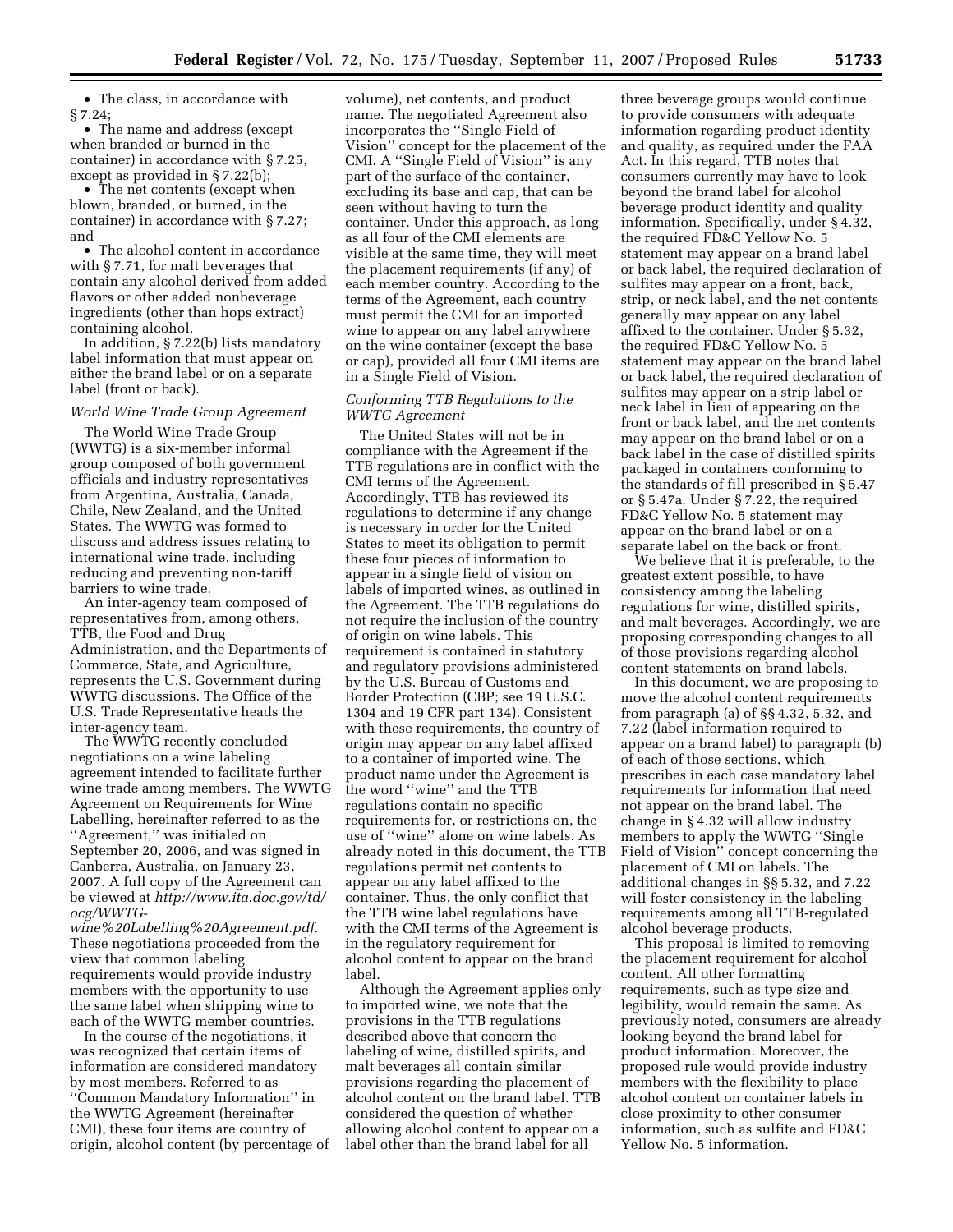• The class, in accordance with § 7.24;

• The name and address (except when branded or burned in the container) in accordance with § 7.25, except as provided in § 7.22(b);

• The net contents (except when blown, branded, or burned, in the container) in accordance with § 7.27; and

• The alcohol content in accordance with § 7.71, for malt beverages that contain any alcohol derived from added flavors or other added nonbeverage ingredients (other than hops extract) containing alcohol.

In addition, § 7.22(b) lists mandatory label information that must appear on either the brand label or on a separate label (front or back).

*World Wine Trade Group Agreement*

The World Wine Trade Group (WWTG) is a six-member informal group composed of both government officials and industry representatives from Argentina, Australia, Canada, Chile, New Zealand, and the United States. The WWTG was formed to discuss and address issues relating to international wine trade, including reducing and preventing non-tariff barriers to wine trade.

An inter-agency team composed of representatives from, among others, TTB, the Food and Drug Administration, and the Departments of Commerce, State, and Agriculture, represents the U.S. Government during WWTG discussions. The Office of the U.S. Trade Representative heads the inter-agency team.

The WWTG recently concluded negotiations on a wine labeling agreement intended to facilitate further wine trade among members. The WWTG Agreement on Requirements for Wine Labelling, hereinafter referred to as the ''Agreement,'' was initialed on September 20, 2006, and was signed in Canberra, Australia, on January 23, 2007. A full copy of the Agreement can be viewed at *http://www.ita.doc.gov/td/ocg/WWTG-wine%20Labelling%20Agreement.pdf*. These negotiations proceeded from the view that common labeling requirements would provide industry members with the opportunity to use the same label when shipping wine to each of the WWTG member countries.

In the course of the negotiations, it was recognized that certain items of information are considered mandatory by most members. Referred to as ''Common Mandatory Information'' in the WWTG Agreement (hereinafter CMI), these four items are country of origin, alcohol content (by percentage of volume), net contents, and product name. The negotiated Agreement also incorporates the ''Single Field of Vision'' concept for the placement of the CMI. A ''Single Field of Vision'' is any part of the surface of the container, excluding its base and cap, that can be seen without having to turn the container. Under this approach, as long as all four of the CMI elements are visible at the same time, they will meet the placement requirements (if any) of each member country. According to the terms of the Agreement, each country must permit the CMI for an imported wine to appear on any label anywhere on the wine container (except the base or cap), provided all four CMI items are in a Single Field of Vision.

*Conforming TTB Regulations to the WWTG Agreement*

The United States will not be in compliance with the Agreement if the TTB regulations are in conflict with the CMI terms of the Agreement. Accordingly, TTB has reviewed its regulations to determine if any change is necessary in order for the United States to meet its obligation to permit these four pieces of information to appear in a single field of vision on labels of imported wines, as outlined in the Agreement. The TTB regulations do not require the inclusion of the country of origin on wine labels. This requirement is contained in statutory and regulatory provisions administered by the U.S. Bureau of Customs and Border Protection (CBP; see 19 U.S.C. 1304 and 19 CFR part 134). Consistent with these requirements, the country of origin may appear on any label affixed to a container of imported wine. The product name under the Agreement is the word ''wine'' and the TTB regulations contain no specific requirements for, or restrictions on, the use of ''wine'' alone on wine labels. As already noted in this document, the TTB regulations permit net contents to appear on any label affixed to the container. Thus, the only conflict that the TTB wine label regulations have with the CMI terms of the Agreement is in the regulatory requirement for alcohol content to appear on the brand label.

Although the Agreement applies only to imported wine, we note that the provisions in the TTB regulations described above that concern the labeling of wine, distilled spirits, and malt beverages all contain similar provisions regarding the placement of alcohol content on the brand label. TTB considered the question of whether allowing alcohol content to appear on a label other than the brand label for all three beverage groups would continue to provide consumers with adequate information regarding product identity and quality, as required under the FAA Act. In this regard, TTB notes that consumers currently may have to look beyond the brand label for alcohol beverage product identity and quality information. Specifically, under § 4.32, the required FD&C Yellow No. 5 statement may appear on a brand label or back label, the required declaration of sulfites may appear on a front, back, strip, or neck label, and the net contents generally may appear on any label affixed to the container. Under § 5.32, the required FD&C Yellow No. 5 statement may appear on the brand label or back label, the required declaration of sulfites may appear on a strip label or neck label in lieu of appearing on the front or back label, and the net contents may appear on the brand label or on a back label in the case of distilled spirits packaged in containers conforming to the standards of fill prescribed in § 5.47 or § 5.47a. Under § 7.22, the required FD&C Yellow No. 5 statement may appear on the brand label or on a separate label on the back or front.

We believe that it is preferable, to the greatest extent possible, to have consistency among the labeling regulations for wine, distilled spirits, and malt beverages. Accordingly, we are proposing corresponding changes to all of those provisions regarding alcohol content statements on brand labels.

In this document, we are proposing to move the alcohol content requirements from paragraph (a) of §§ 4.32, 5.32, and 7.22 (label information required to appear on a brand label) to paragraph (b) of each of those sections, which prescribes in each case mandatory label requirements for information that need not appear on the brand label. The change in § 4.32 will allow industry members to apply the WWTG ''Single Field of Vision'' concept concerning the placement of CMI on labels. The additional changes in §§ 5.32, and 7.22 will foster consistency in the labeling requirements among all TTB-regulated alcohol beverage products.

This proposal is limited to removing the placement requirement for alcohol content. All other formatting requirements, such as type size and legibility, would remain the same. As previously noted, consumers are already looking beyond the brand label for product information. Moreover, the proposed rule would provide industry members with the flexibility to place alcohol content on container labels in close proximity to other consumer information, such as sulfite and FD&C Yellow No. 5 information.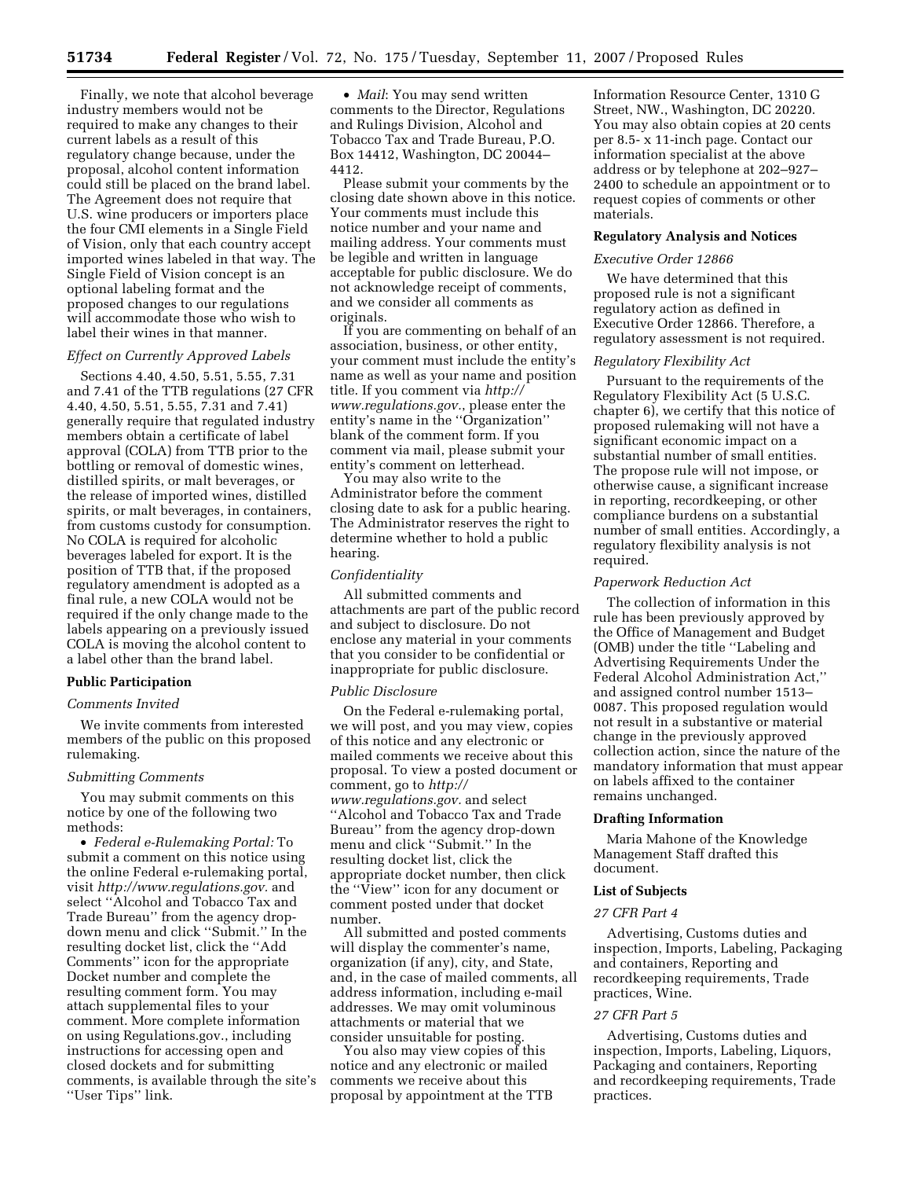Finally, we note that alcohol beverage industry members would not be required to make any changes to their current labels as a result of this regulatory change because, under the proposal, alcohol content information could still be placed on the brand label. The Agreement does not require that U.S. wine producers or importers place the four CMI elements in a Single Field of Vision, only that each country accept imported wines labeled in that way. The Single Field of Vision concept is an optional labeling format and the proposed changes to our regulations will accommodate those who wish to label their wines in that manner.

*Effect on Currently Approved Labels*

Sections 4.40, 4.50, 5.51, 5.55, 7.31 and 7.41 of the TTB regulations (27 CFR 4.40, 4.50, 5.51, 5.55, 7.31 and 7.41) generally require that regulated industry members obtain a certificate of label approval (COLA) from TTB prior to the bottling or removal of domestic wines, distilled spirits, or malt beverages, or the release of imported wines, distilled spirits, or malt beverages, in containers, from customs custody for consumption. No COLA is required for alcoholic beverages labeled for export. It is the position of TTB that, if the proposed regulatory amendment is adopted as a final rule, a new COLA would not be required if the only change made to the labels appearing on a previously issued COLA is moving the alcohol content to a label other than the brand label.

**Public Participation**

*Comments Invited*

We invite comments from interested members of the public on this proposed rulemaking.

*Submitting Comments*

You may submit comments on this notice by one of the following two methods:

- *Federal e-Rulemaking Portal:* To submit a comment on this notice using the online Federal e-rulemaking portal, visit *http://www.regulations.gov*. and select ''Alcohol and Tobacco Tax and Trade Bureau'' from the agency drop-down menu and click ''Submit.'' In the resulting docket list, click the ''Add Comments'' icon for the appropriate Docket number and complete the resulting comment form. You may attach supplemental files to your comment. More complete information on using Regulations.gov., including instructions for accessing open and closed dockets and for submitting comments, is available through the site's ''User Tips'' link.
- *Mail*: You may send written comments to the Director, Regulations and Rulings Division, Alcohol and Tobacco Tax and Trade Bureau, P.O. Box 14412, Washington, DC 20044–4412.

Please submit your comments by the closing date shown above in this notice. Your comments must include this notice number and your name and mailing address. Your comments must be legible and written in language acceptable for public disclosure. We do not acknowledge receipt of comments, and we consider all comments as originals.

If you are commenting on behalf of an association, business, or other entity, your comment must include the entity's name as well as your name and position title. If you comment via *http://www.regulations.gov.*, please enter the entity's name in the ''Organization'' blank of the comment form. If you comment via mail, please submit your entity's comment on letterhead.

You may also write to the Administrator before the comment closing date to ask for a public hearing. The Administrator reserves the right to determine whether to hold a public hearing.

*Confidentiality*

All submitted comments and attachments are part of the public record and subject to disclosure. Do not enclose any material in your comments that you consider to be confidential or inappropriate for public disclosure.

*Public Disclosure*

On the Federal e-rulemaking portal, we will post, and you may view, copies of this notice and any electronic or mailed comments we receive about this proposal. To view a posted document or comment, go to *http://www.regulations.gov.* and select ''Alcohol and Tobacco Tax and Trade Bureau'' from the agency drop-down menu and click ''Submit.'' In the resulting docket list, click the appropriate docket number, then click the ''View'' icon for any document or comment posted under that docket number.

All submitted and posted comments will display the commenter's name, organization (if any), city, and State, and, in the case of mailed comments, all address information, including e-mail addresses. We may omit voluminous attachments or material that we consider unsuitable for posting.

You also may view copies of this notice and any electronic or mailed comments we receive about this proposal by appointment at the TTB Information Resource Center, 1310 G Street, NW., Washington, DC 20220. You may also obtain copies at 20 cents per 8.5- x 11-inch page. Contact our information specialist at the above address or by telephone at 202–927–2400 to schedule an appointment or to request copies of comments or other materials.

**Regulatory Analysis and Notices**

*Executive Order 12866*

We have determined that this proposed rule is not a significant regulatory action as defined in Executive Order 12866. Therefore, a regulatory assessment is not required.

*Regulatory Flexibility Act*

Pursuant to the requirements of the Regulatory Flexibility Act (5 U.S.C. chapter 6), we certify that this notice of proposed rulemaking will not have a significant economic impact on a substantial number of small entities. The propose rule will not impose, or otherwise cause, a significant increase in reporting, recordkeeping, or other compliance burdens on a substantial number of small entities. Accordingly, a regulatory flexibility analysis is not required.

*Paperwork Reduction Act*

The collection of information in this rule has been previously approved by the Office of Management and Budget (OMB) under the title ''Labeling and Advertising Requirements Under the Federal Alcohol Administration Act,'' and assigned control number 1513–0087. This proposed regulation would not result in a substantive or material change in the previously approved collection action, since the nature of the mandatory information that must appear on labels affixed to the container remains unchanged.

**Drafting Information**

Maria Mahone of the Knowledge Management Staff drafted this document.

**List of Subjects**

*27 CFR Part 4*

Advertising, Customs duties and inspection, Imports, Labeling, Packaging and containers, Reporting and recordkeeping requirements, Trade practices, Wine.

*27 CFR Part 5*

Advertising, Customs duties and inspection, Imports, Labeling, Liquors, Packaging and containers, Reporting and recordkeeping requirements, Trade practices.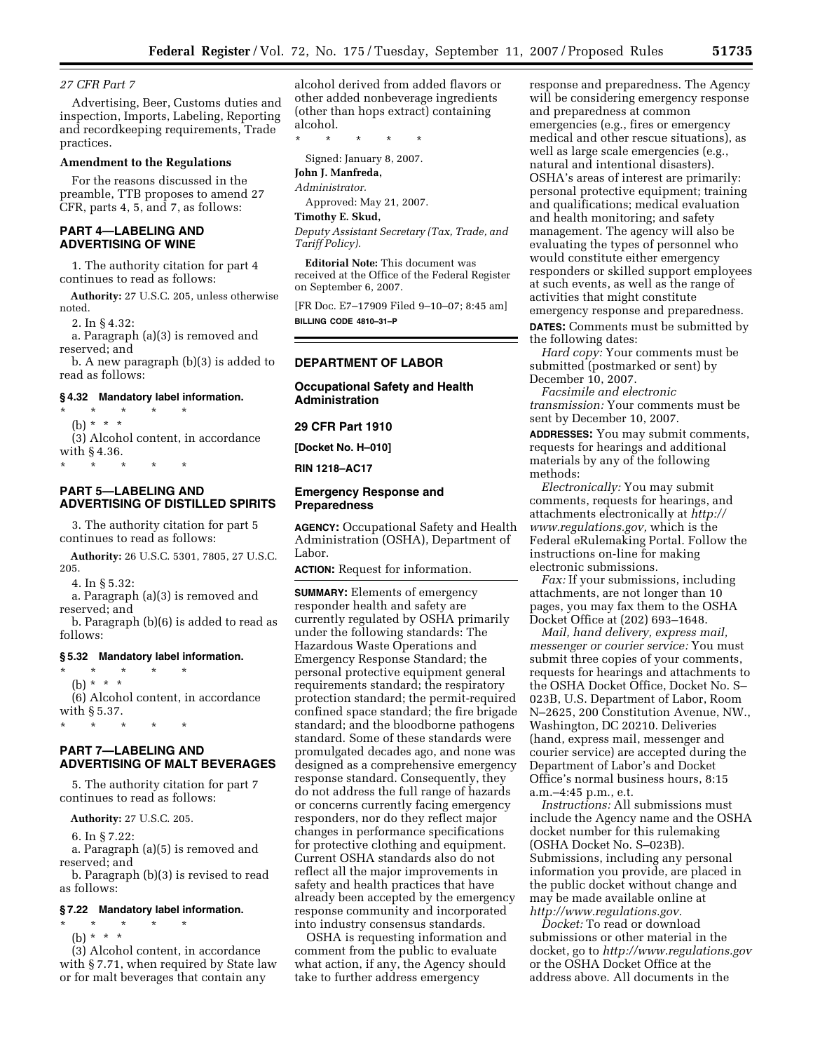*27 CFR Part 7*

Advertising, Beer, Customs duties and inspection, Imports, Labeling, Reporting and recordkeeping requirements, Trade practices.

**Amendment to the Regulations**

For the reasons discussed in the preamble, TTB proposes to amend 27 CFR, parts 4, 5, and 7, as follows:

### PART 4—LABELING AND ADVERTISING OF WINE

1. The authority citation for part 4 continues to read as follows:

**Authority:** 27 U.S.C. 205, unless otherwise noted.

2. In § 4.32:

a. Paragraph (a)(3) is removed and reserved; and

b. A new paragraph (b)(3) is added to read as follows:

#### § 4.32 Mandatory label information.

\* \* \* \* \*

(b) \* \* \*

(3) Alcohol content, in accordance with § 4.36.

\* \* \* \* \*

### PART 5—LABELING AND ADVERTISING OF DISTILLED SPIRITS

3. The authority citation for part 5 continues to read as follows:

**Authority:** 26 U.S.C. 5301, 7805, 27 U.S.C. 205.

4. In § 5.32:

a. Paragraph (a)(3) is removed and reserved; and

b. Paragraph (b)(6) is added to read as follows:

#### § 5.32 Mandatory label information.

\* \* \* \* \*

(b) \* \* \*

(6) Alcohol content, in accordance with § 5.37.

\* \* \* \* \*

### PART 7—LABELING AND ADVERTISING OF MALT BEVERAGES

5. The authority citation for part 7 continues to read as follows:

**Authority:** 27 U.S.C. 205.

6. In § 7.22:

a. Paragraph (a)(5) is removed and reserved; and

b. Paragraph (b)(3) is revised to read as follows:

#### § 7.22 Mandatory label information.

\* \* \* \* \*

(b) \* \* \*

(3) Alcohol content, in accordance with § 7.71, when required by State law or for malt beverages that contain any alcohol derived from added flavors or other added nonbeverage ingredients (other than hops extract) containing alcohol.

\* \* \* \* \*

Signed: January 8, 2007.

**John J. Manfreda,**

*Administrator.*

Approved: May 21, 2007.

**Timothy E. Skud,**

*Deputy Assistant Secretary (Tax, Trade, and Tariff Policy).*

**Editorial Note:** This document was received at the Office of the Federal Register on September 6, 2007.

[FR Doc. E7–17909 Filed 9–10–07; 8:45 am]

**BILLING CODE 4810–31–P**

---

## DEPARTMENT OF LABOR

### Occupational Safety and Health Administration

### 29 CFR Part 1910

**[Docket No. H–010]**

**RIN 1218–AC17**

### Emergency Response and Preparedness

**AGENCY:** Occupational Safety and Health Administration (OSHA), Department of Labor.

**ACTION:** Request for information.

**SUMMARY:** Elements of emergency responder health and safety are currently regulated by OSHA primarily under the following standards: The Hazardous Waste Operations and Emergency Response Standard; the personal protective equipment general requirements standard; the respiratory protection standard; the permit-required confined space standard; the fire brigade standard; and the bloodborne pathogens standard. Some of these standards were promulgated decades ago, and none was designed as a comprehensive emergency response standard. Consequently, they do not address the full range of hazards or concerns currently facing emergency responders, nor do they reflect major changes in performance specifications for protective clothing and equipment. Current OSHA standards also do not reflect all the major improvements in safety and health practices that have already been accepted by the emergency response community and incorporated into industry consensus standards.

OSHA is requesting information and comment from the public to evaluate what action, if any, the Agency should take to further address emergency response and preparedness. The Agency will be considering emergency response and preparedness at common emergencies (e.g., fires or emergency medical and other rescue situations), as well as large scale emergencies (e.g., natural and intentional disasters). OSHA's areas of interest are primarily: personal protective equipment; training and qualifications; medical evaluation and health monitoring; and safety management. The agency will also be evaluating the types of personnel who would constitute either emergency responders or skilled support employees at such events, as well as the range of activities that might constitute emergency response and preparedness.

**DATES:** Comments must be submitted by the following dates:

*Hard copy:* Your comments must be submitted (postmarked or sent) by December 10, 2007.

*Facsimile and electronic transmission:* Your comments must be sent by December 10, 2007.

**ADDRESSES:** You may submit comments, requests for hearings and additional materials by any of the following methods:

*Electronically:* You may submit comments, requests for hearings, and attachments electronically at *http://www.regulations.gov,* which is the Federal eRulemaking Portal. Follow the instructions on-line for making electronic submissions.

*Fax:* If your submissions, including attachments, are not longer than 10 pages, you may fax them to the OSHA Docket Office at (202) 693–1648.

*Mail, hand delivery, express mail, messenger or courier service:* You must submit three copies of your comments, requests for hearings and attachments to the OSHA Docket Office, Docket No. S–023B, U.S. Department of Labor, Room N–2625, 200 Constitution Avenue, NW., Washington, DC 20210. Deliveries (hand, express mail, messenger and courier service) are accepted during the Department of Labor's and Docket Office's normal business hours, 8:15 a.m.–4:45 p.m., e.t.

*Instructions:* All submissions must include the Agency name and the OSHA docket number for this rulemaking (OSHA Docket No. S–023B). Submissions, including any personal information you provide, are placed in the public docket without change and may be made available online at *http://www.regulations.gov.*

*Docket:* To read or download submissions or other material in the docket, go to *http://www.regulations.gov* or the OSHA Docket Office at the address above. All documents in the